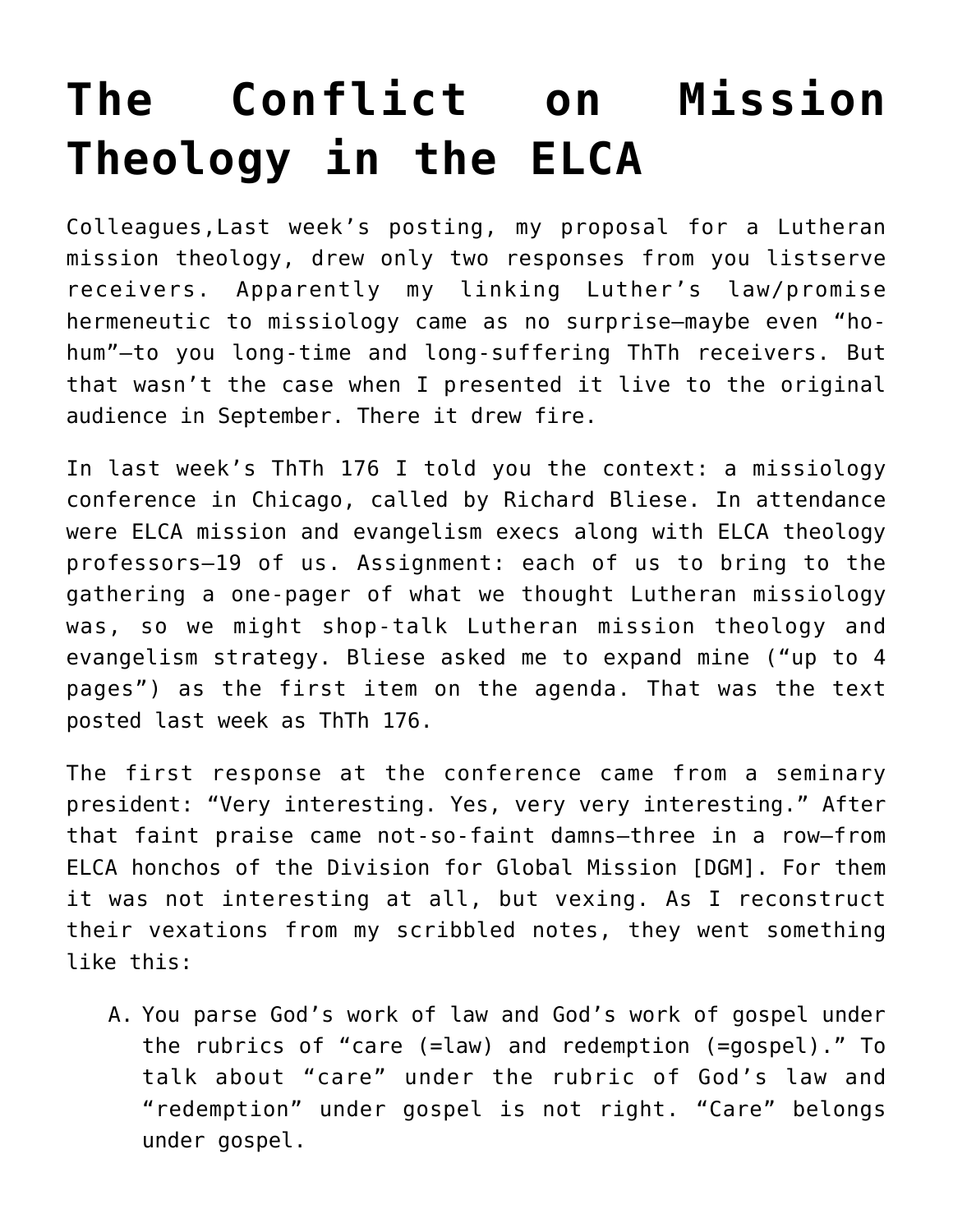# The Conflict on Mission Theology in the ELCA

Colleagues,Last week's posting, my proposal for a Lutheran mission theology, drew only two responses from you listserve receivers. Apparently my linking Luther's law/promise hermeneutic to missiology came as no surprise—maybe even "ho-hum"—to you long-time and long-suffering ThTh receivers. But that wasn't the case when I presented it live to the original audience in September. There it drew fire.

In last week's ThTh 176 I told you the context: a missiology conference in Chicago, called by Richard Bliese. In attendance were ELCA mission and evangelism execs along with ELCA theology professors—19 of us. Assignment: each of us to bring to the gathering a one-pager of what we thought Lutheran missiology was, so we might shop-talk Lutheran mission theology and evangelism strategy. Bliese asked me to expand mine ("up to 4 pages") as the first item on the agenda. That was the text posted last week as ThTh 176.

The first response at the conference came from a seminary president: "Very interesting. Yes, very very interesting." After that faint praise came not-so-faint damns—three in a row—from ELCA honchos of the Division for Global Mission [DGM]. For them it was not interesting at all, but vexing. As I reconstruct their vexations from my scribbled notes, they went something like this:

A. You parse God's work of law and God's work of gospel under the rubrics of "care (=law) and redemption (=gospel)." To talk about "care" under the rubric of God's law and "redemption" under gospel is not right. "Care" belongs under gospel.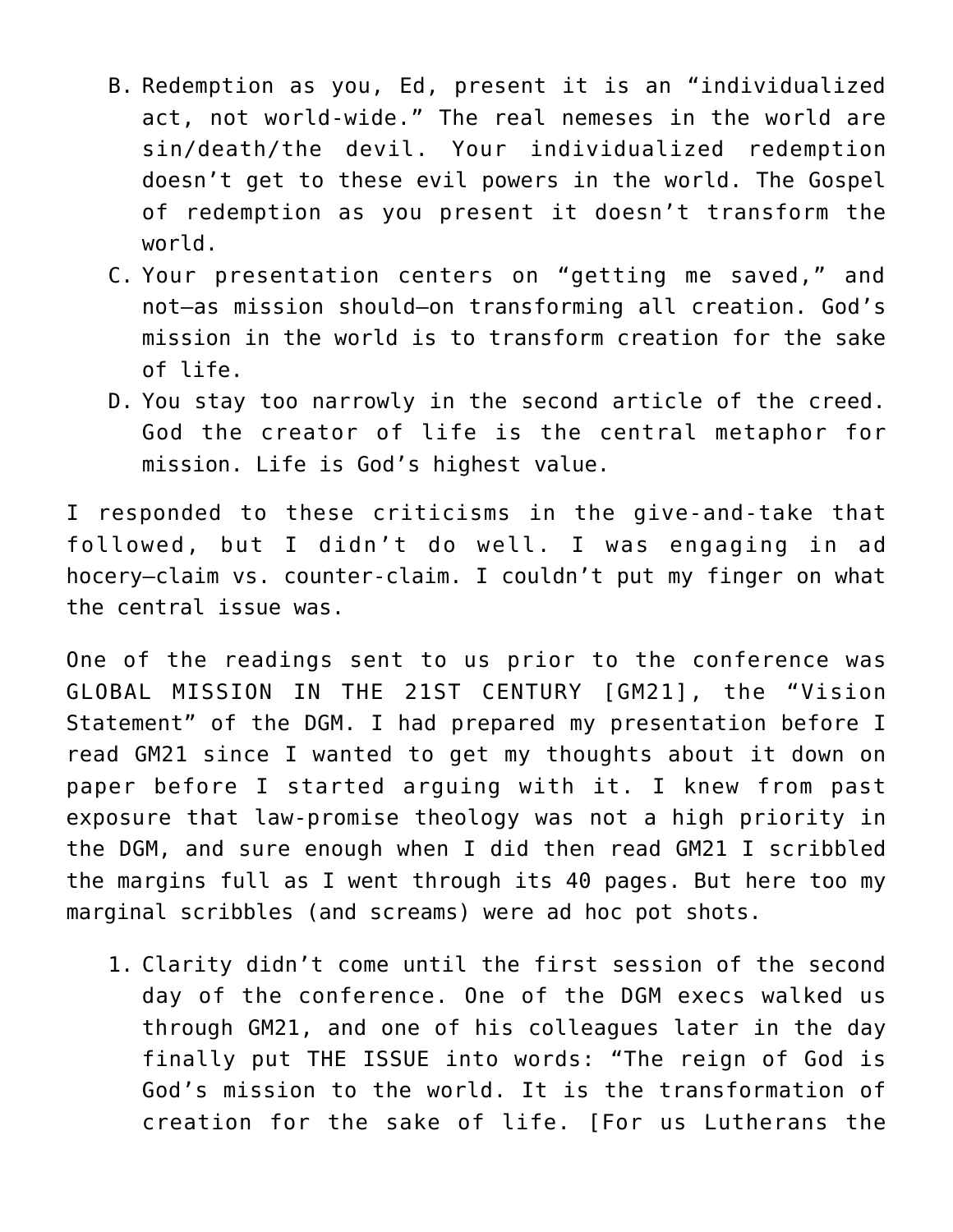B. Redemption as you, Ed, present it is an “individualized act, not world-wide.” The real nemeses in the world are sin/death/the devil. Your individualized redemption doesn’t get to these evil powers in the world. The Gospel of redemption as you present it doesn’t transform the world.
C. Your presentation centers on “getting me saved,” and not—as mission should—on transforming all creation. God’s mission in the world is to transform creation for the sake of life.
D. You stay too narrowly in the second article of the creed. God the creator of life is the central metaphor for mission. Life is God’s highest value.

I responded to these criticisms in the give-and-take that followed, but I didn’t do well. I was engaging in ad hocery—claim vs. counter-claim. I couldn’t put my finger on what the central issue was.

One of the readings sent to us prior to the conference was GLOBAL MISSION IN THE 21ST CENTURY [GM21], the “Vision Statement” of the DGM. I had prepared my presentation before I read GM21 since I wanted to get my thoughts about it down on paper before I started arguing with it. I knew from past exposure that law-promise theology was not a high priority in the DGM, and sure enough when I did then read GM21 I scribbled the margins full as I went through its 40 pages. But here too my marginal scribbles (and screams) were ad hoc pot shots.

1. Clarity didn’t come until the first session of the second day of the conference. One of the DGM execs walked us through GM21, and one of his colleagues later in the day finally put THE ISSUE into words: “The reign of God is God’s mission to the world. It is the transformation of creation for the sake of life. [For us Lutherans the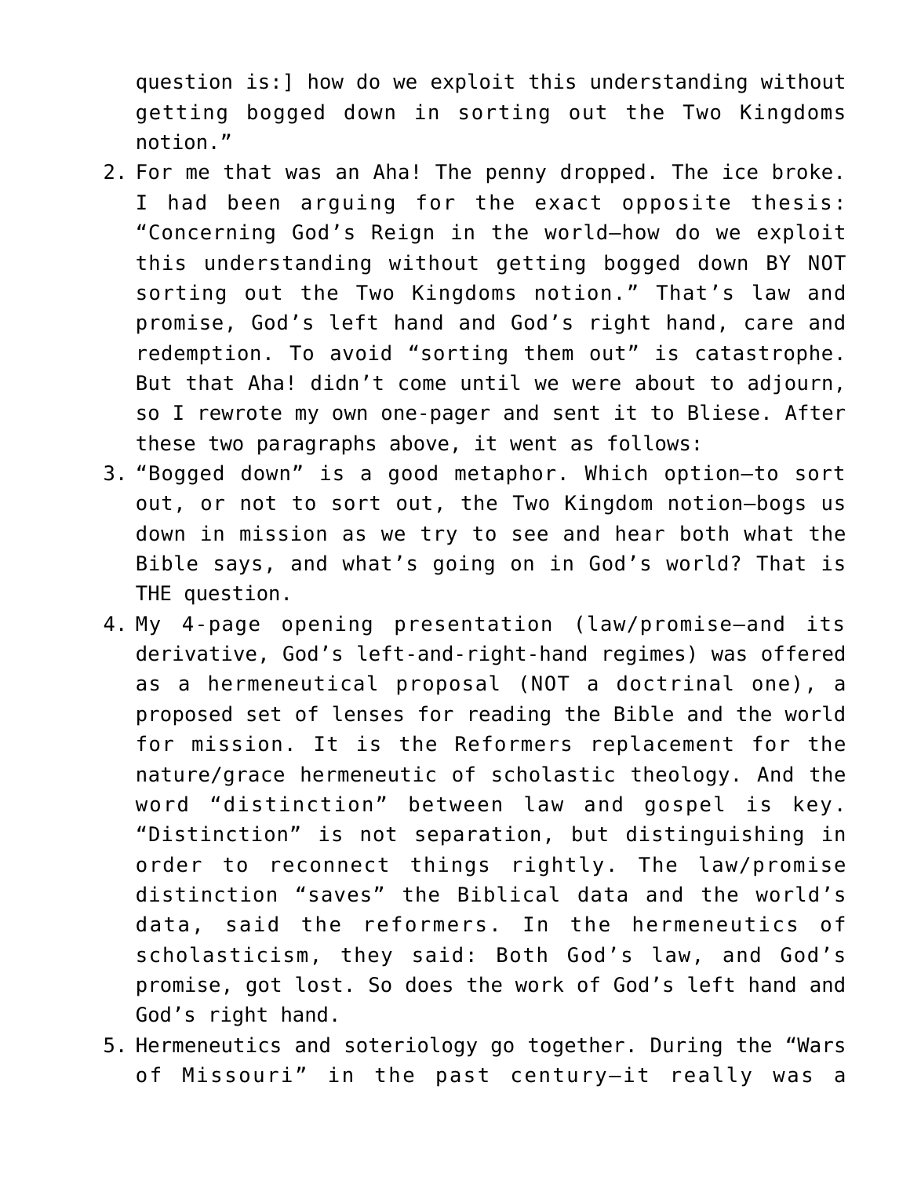question is:] how do we exploit this understanding without getting bogged down in sorting out the Two Kingdoms notion."

2. For me that was an Aha! The penny dropped. The ice broke. I had been arguing for the exact opposite thesis: "Concerning God's Reign in the world—how do we exploit this understanding without getting bogged down BY NOT sorting out the Two Kingdoms notion." That's law and promise, God's left hand and God's right hand, care and redemption. To avoid "sorting them out" is catastrophe. But that Aha! didn't come until we were about to adjourn, so I rewrote my own one-pager and sent it to Bliese. After these two paragraphs above, it went as follows:
3. "Bogged down" is a good metaphor. Which option—to sort out, or not to sort out, the Two Kingdom notion—bogs us down in mission as we try to see and hear both what the Bible says, and what's going on in God's world? That is THE question.
4. My 4-page opening presentation (law/promise—and its derivative, God's left-and-right-hand regimes) was offered as a hermeneutical proposal (NOT a doctrinal one), a proposed set of lenses for reading the Bible and the world for mission. It is the Reformers replacement for the nature/grace hermeneutic of scholastic theology. And the word "distinction" between law and gospel is key. "Distinction" is not separation, but distinguishing in order to reconnect things rightly. The law/promise distinction "saves" the Biblical data and the world's data, said the reformers. In the hermeneutics of scholasticism, they said: Both God's law, and God's promise, got lost. So does the work of God's left hand and God's right hand.
5. Hermeneutics and soteriology go together. During the "Wars of Missouri" in the past century—it really was a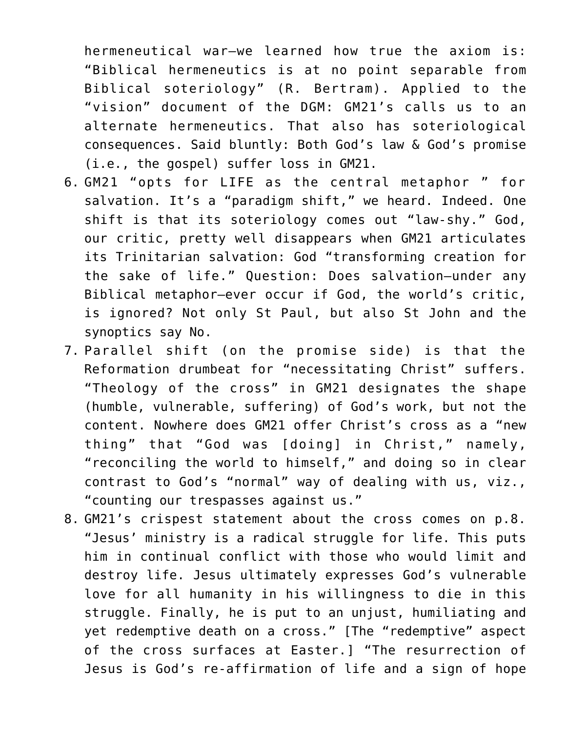hermeneutical war—we learned how true the axiom is: "Biblical hermeneutics is at no point separable from Biblical soteriology" (R. Bertram). Applied to the "vision" document of the DGM: GM21's calls us to an alternate hermeneutics. That also has soteriological consequences. Said bluntly: Both God's law & God's promise (i.e., the gospel) suffer loss in GM21.

6. GM21 "opts for LIFE as the central metaphor " for salvation. It's a "paradigm shift," we heard. Indeed. One shift is that its soteriology comes out "law-shy." God, our critic, pretty well disappears when GM21 articulates its Trinitarian salvation: God "transforming creation for the sake of life." Question: Does salvation—under any Biblical metaphor—ever occur if God, the world's critic, is ignored? Not only St Paul, but also St John and the synoptics say No.
7. Parallel shift (on the promise side) is that the Reformation drumbeat for "necessitating Christ" suffers. "Theology of the cross" in GM21 designates the shape (humble, vulnerable, suffering) of God's work, but not the content. Nowhere does GM21 offer Christ's cross as a "new thing" that "God was [doing] in Christ," namely, "reconciling the world to himself," and doing so in clear contrast to God's "normal" way of dealing with us, viz., "counting our trespasses against us."
8. GM21's crispest statement about the cross comes on p.8. "Jesus' ministry is a radical struggle for life. This puts him in continual conflict with those who would limit and destroy life. Jesus ultimately expresses God's vulnerable love for all humanity in his willingness to die in this struggle. Finally, he is put to an unjust, humiliating and yet redemptive death on a cross." [The "redemptive" aspect of the cross surfaces at Easter.] "The resurrection of Jesus is God's re-affirmation of life and a sign of hope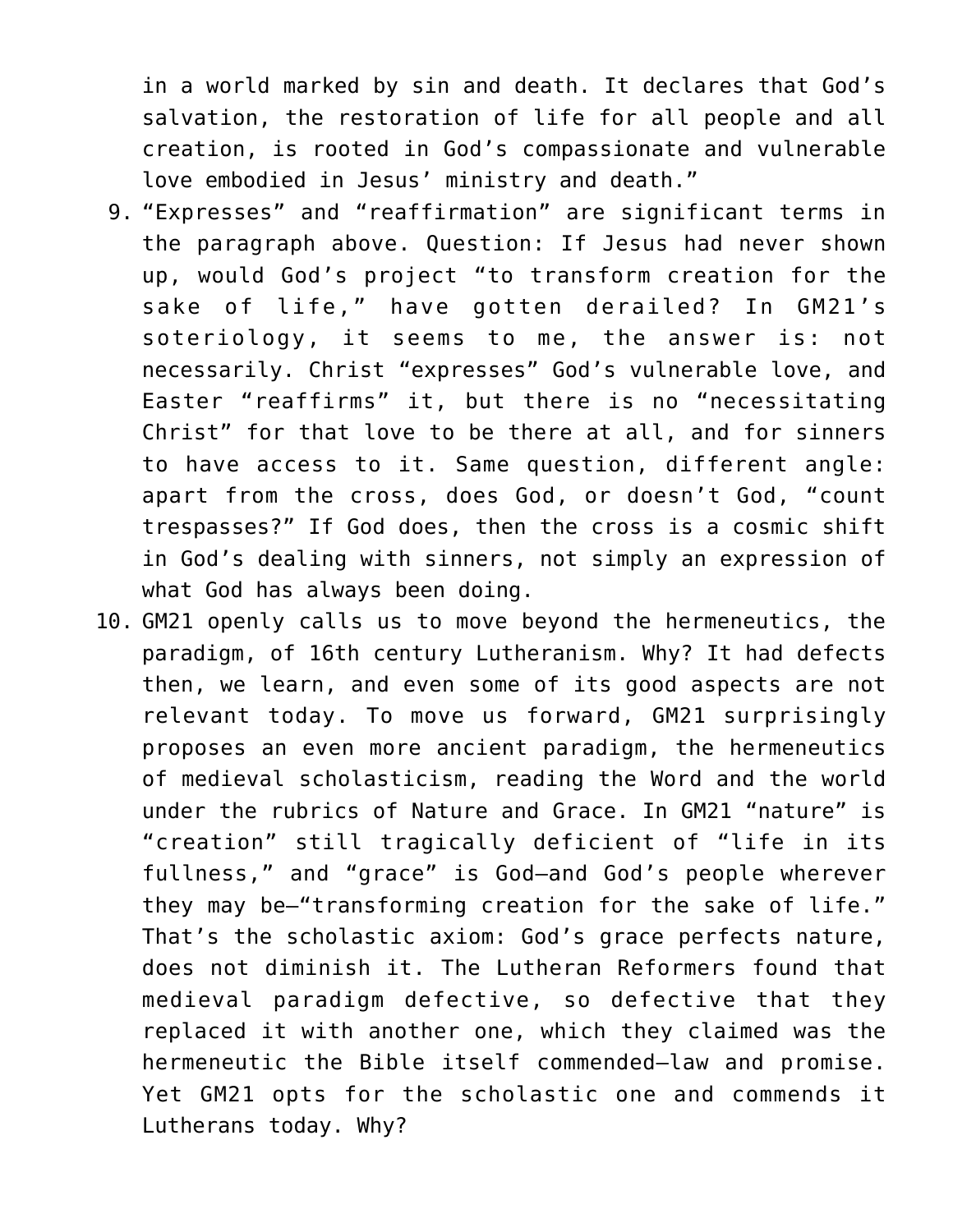in a world marked by sin and death. It declares that God's salvation, the restoration of life for all people and all creation, is rooted in God's compassionate and vulnerable love embodied in Jesus' ministry and death."

9. "Expresses" and "reaffirmation" are significant terms in the paragraph above. Question: If Jesus had never shown up, would God's project "to transform creation for the sake of life," have gotten derailed? In GM21's soteriology, it seems to me, the answer is: not necessarily. Christ "expresses" God's vulnerable love, and Easter "reaffirms" it, but there is no "necessitating Christ" for that love to be there at all, and for sinners to have access to it. Same question, different angle: apart from the cross, does God, or doesn't God, "count trespasses?" If God does, then the cross is a cosmic shift in God's dealing with sinners, not simply an expression of what God has always been doing.
10. GM21 openly calls us to move beyond the hermeneutics, the paradigm, of 16th century Lutheranism. Why? It had defects then, we learn, and even some of its good aspects are not relevant today. To move us forward, GM21 surprisingly proposes an even more ancient paradigm, the hermeneutics of medieval scholasticism, reading the Word and the world under the rubrics of Nature and Grace. In GM21 "nature" is "creation" still tragically deficient of "life in its fullness," and "grace" is God—and God's people wherever they may be—"transforming creation for the sake of life." That's the scholastic axiom: God's grace perfects nature, does not diminish it. The Lutheran Reformers found that medieval paradigm defective, so defective that they replaced it with another one, which they claimed was the hermeneutic the Bible itself commended—law and promise. Yet GM21 opts for the scholastic one and commends it Lutherans today. Why?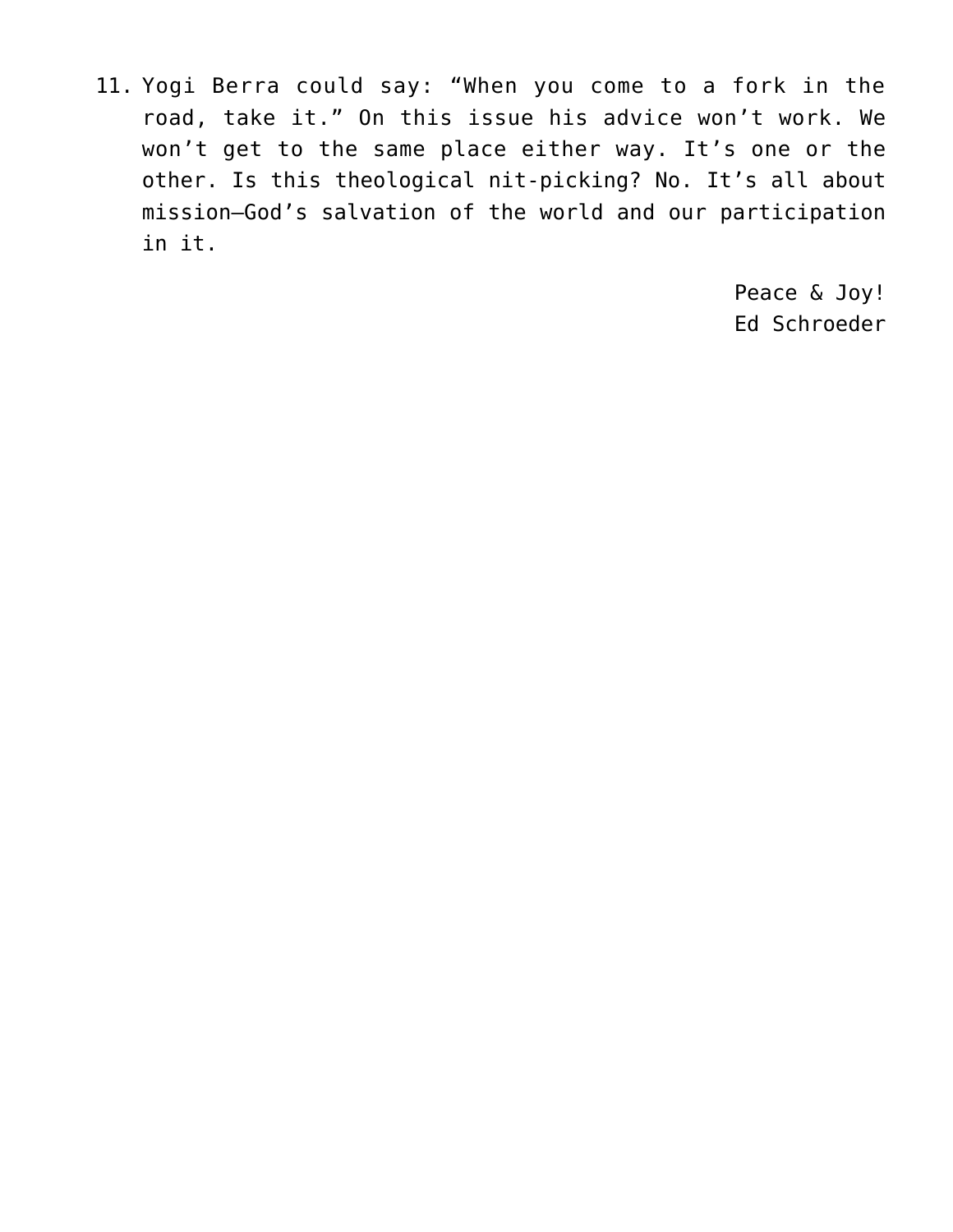11. Yogi Berra could say: “When you come to a fork in the road, take it.” On this issue his advice won’t work. We won’t get to the same place either way. It’s one or the other. Is this theological nit-picking? No. It’s all about mission—God’s salvation of the world and our participation in it.

Peace & Joy!
Ed Schroeder